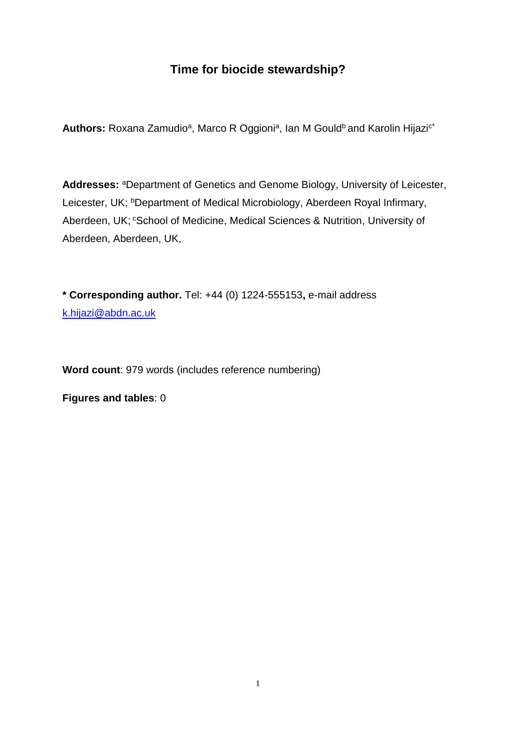# Time for biocide stewardship?

**Authors:** Roxana Zamudio[a], Marco R Oggioni[a], Ian M Gould[b] and Karolin Hijazi[c*]

**Addresses:** [a]Department of Genetics and Genome Biology, University of Leicester, Leicester, UK; [b]Department of Medical Microbiology, Aberdeen Royal Infirmary, Aberdeen, UK; [c]School of Medicine, Medical Sciences & Nutrition, University of Aberdeen, Aberdeen, UK,

**\* Corresponding author.** Tel: +44 (0) 1224-555153**,** e-mail address k.hijazi@abdn.ac.uk

**Word count**: 979 words (includes reference numbering)

**Figures and tables**: 0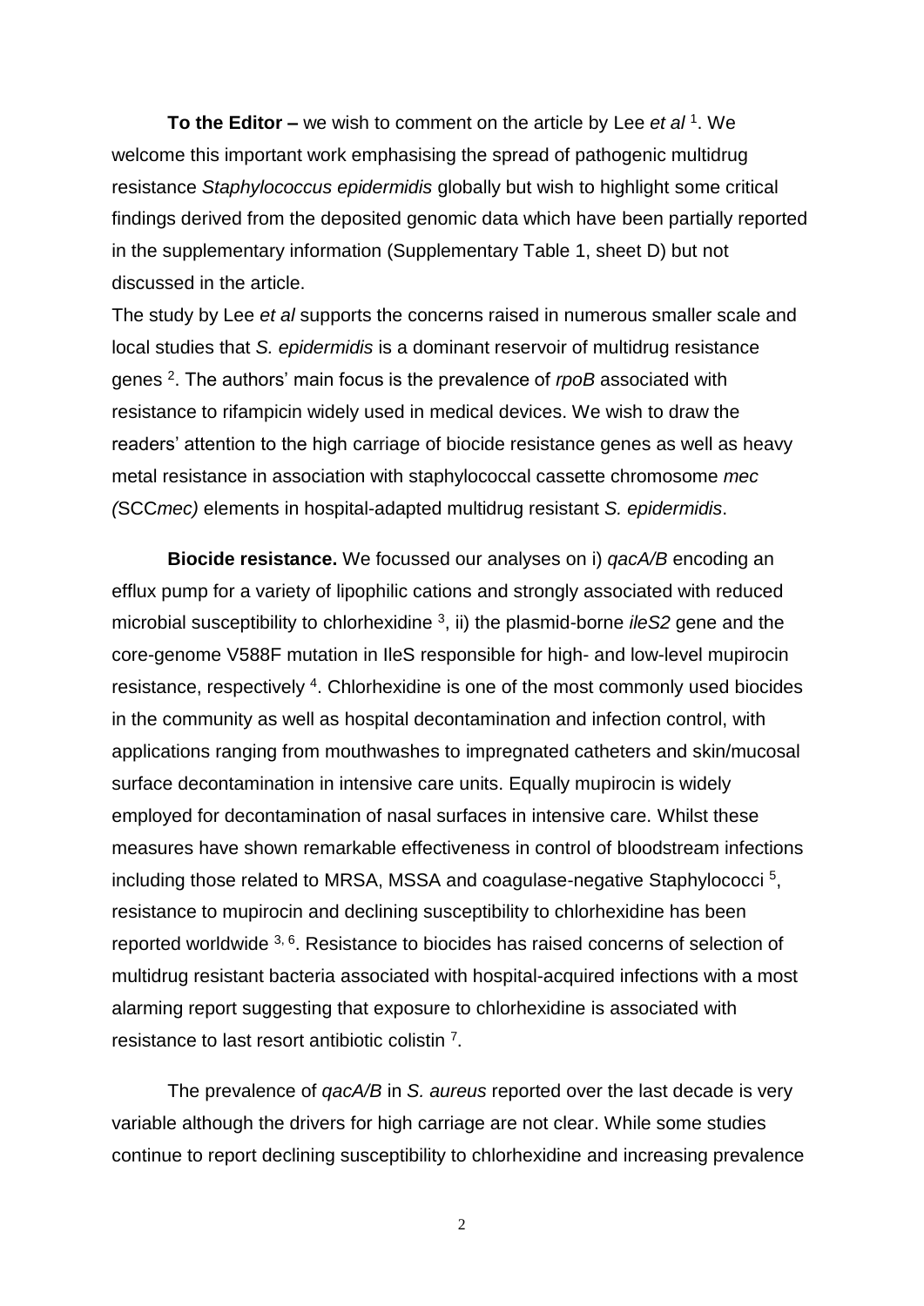**To the Editor –** we wish to comment on the article by Lee *et al* [1]. We welcome this important work emphasising the spread of pathogenic multidrug resistance *Staphylococcus epidermidis* globally but wish to highlight some critical findings derived from the deposited genomic data which have been partially reported in the supplementary information (Supplementary Table 1, sheet D) but not discussed in the article.

The study by Lee *et al* supports the concerns raised in numerous smaller scale and local studies that *S. epidermidis* is a dominant reservoir of multidrug resistance genes [2]. The authors' main focus is the prevalence of *rpoB* associated with resistance to rifampicin widely used in medical devices. We wish to draw the readers' attention to the high carriage of biocide resistance genes as well as heavy metal resistance in association with staphylococcal cassette chromosome *mec (*SCC*mec)* elements in hospital-adapted multidrug resistant *S. epidermidis*.

**Biocide resistance.** We focussed our analyses on i) *qacA/B* encoding an efflux pump for a variety of lipophilic cations and strongly associated with reduced microbial susceptibility to chlorhexidine [3], ii) the plasmid-borne *ileS2* gene and the core-genome V588F mutation in IleS responsible for high- and low-level mupirocin resistance, respectively [4]. Chlorhexidine is one of the most commonly used biocides in the community as well as hospital decontamination and infection control, with applications ranging from mouthwashes to impregnated catheters and skin/mucosal surface decontamination in intensive care units. Equally mupirocin is widely employed for decontamination of nasal surfaces in intensive care. Whilst these measures have shown remarkable effectiveness in control of bloodstream infections including those related to MRSA, MSSA and coagulase-negative Staphylococci [5], resistance to mupirocin and declining susceptibility to chlorhexidine has been reported worldwide [3, 6]. Resistance to biocides has raised concerns of selection of multidrug resistant bacteria associated with hospital-acquired infections with a most alarming report suggesting that exposure to chlorhexidine is associated with resistance to last resort antibiotic colistin [7].

The prevalence of *qacA/B* in *S. aureus* reported over the last decade is very variable although the drivers for high carriage are not clear. While some studies continue to report declining susceptibility to chlorhexidine and increasing prevalence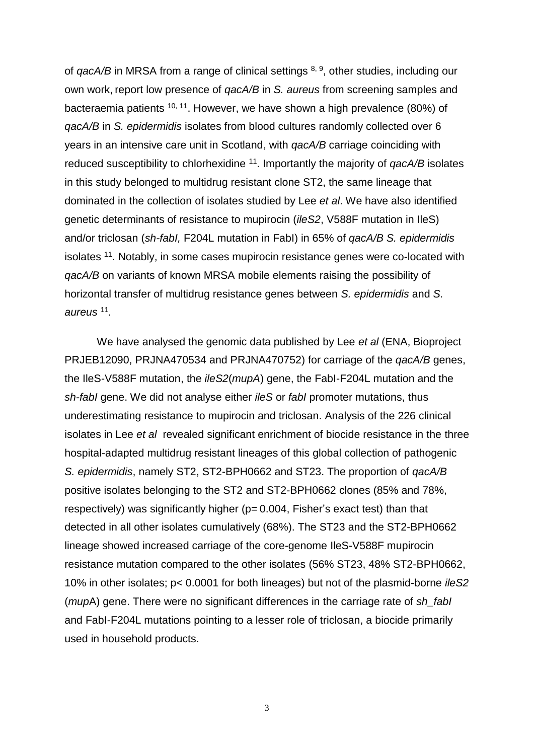of *qacA/B* in MRSA from a range of clinical settings [8, 9], other studies, including our own work, report low presence of *qacA/B* in *S. aureus* from screening samples and bacteraemia patients [10, 11]. However, we have shown a high prevalence (80%) of *qacA/B* in *S. epidermidis* isolates from blood cultures randomly collected over 6 years in an intensive care unit in Scotland, with *qacA/B* carriage coinciding with reduced susceptibility to chlorhexidine [11]. Importantly the majority of *qacA/B* isolates in this study belonged to multidrug resistant clone ST2, the same lineage that dominated in the collection of isolates studied by Lee *et al*. We have also identified genetic determinants of resistance to mupirocin (*ileS2*, V588F mutation in IleS) and/or triclosan (*sh-fabI,* F204L mutation in FabI) in 65% of *qacA/B S. epidermidis* isolates [11]. Notably, in some cases mupirocin resistance genes were co-located with *qacA/B* on variants of known MRSA mobile elements raising the possibility of horizontal transfer of multidrug resistance genes between *S. epidermidis* and *S. aureus* [11].

We have analysed the genomic data published by Lee *et al* (ENA, Bioproject PRJEB12090, PRJNA470534 and PRJNA470752) for carriage of the *qacA/B* genes, the IleS-V588F mutation, the *ileS2*(*mupA*) gene, the FabI-F204L mutation and the *sh-fabI* gene. We did not analyse either *ileS* or *fabI* promoter mutations, thus underestimating resistance to mupirocin and triclosan. Analysis of the 226 clinical isolates in Lee *et al* revealed significant enrichment of biocide resistance in the three hospital-adapted multidrug resistant lineages of this global collection of pathogenic *S. epidermidis*, namely ST2, ST2-BPH0662 and ST23. The proportion of *qacA/B* positive isolates belonging to the ST2 and ST2-BPH0662 clones (85% and 78%, respectively) was significantly higher ($p = 0.004$, Fisher's exact test) than that detected in all other isolates cumulatively (68%). The ST23 and the ST2-BPH0662 lineage showed increased carriage of the core-genome IleS-V588F mupirocin resistance mutation compared to the other isolates (56% ST23, 48% ST2-BPH0662, 10% in other isolates; $p < 0.0001$ for both lineages) but not of the plasmid-borne *ileS2* (*mup*A) gene. There were no significant differences in the carriage rate of *sh_fabI* and FabI-F204L mutations pointing to a lesser role of triclosan, a biocide primarily used in household products.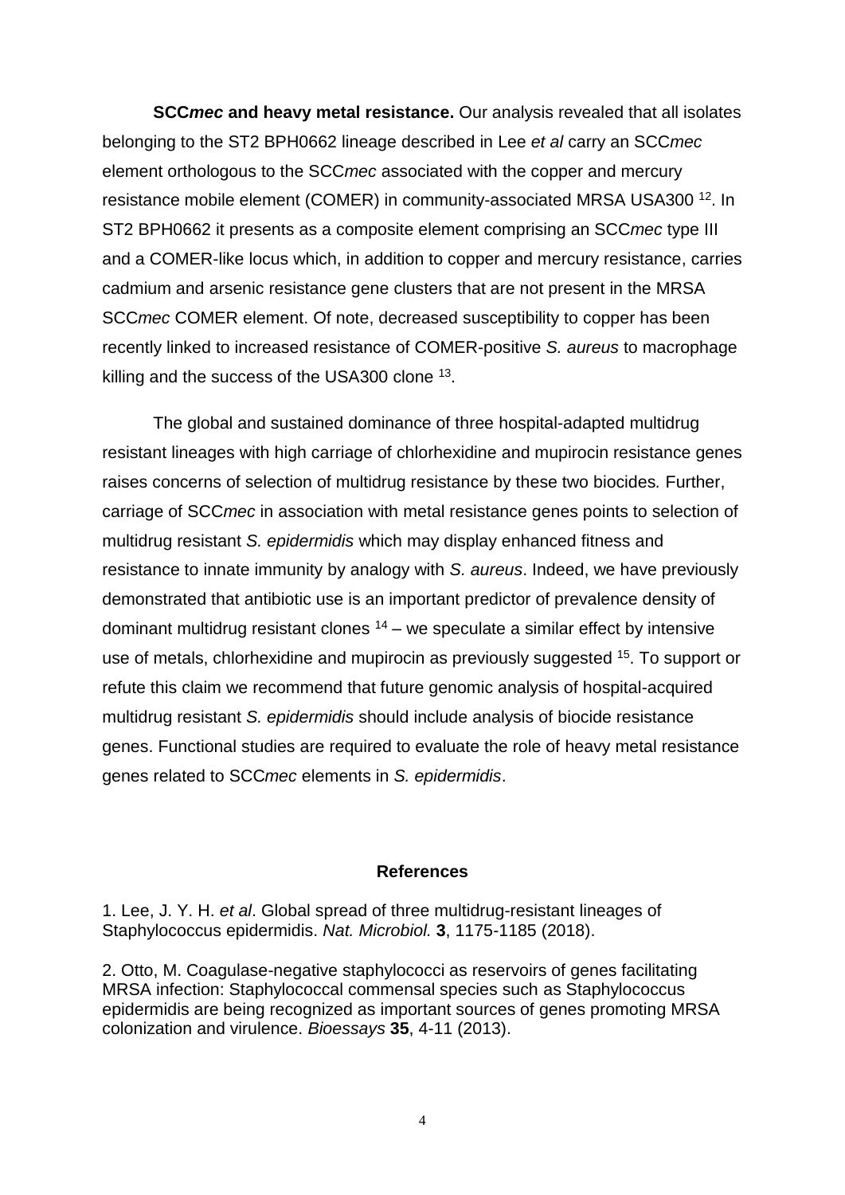**SCC*mec* and heavy metal resistance.** Our analysis revealed that all isolates belonging to the ST2 BPH0662 lineage described in Lee *et al* carry an SCC*mec* element orthologous to the SCC*mec* associated with the copper and mercury resistance mobile element (COMER) in community-associated MRSA USA300 [12]. In ST2 BPH0662 it presents as a composite element comprising an SCC*mec* type III and a COMER-like locus which, in addition to copper and mercury resistance, carries cadmium and arsenic resistance gene clusters that are not present in the MRSA SCC*mec* COMER element. Of note, decreased susceptibility to copper has been recently linked to increased resistance of COMER-positive *S. aureus* to macrophage killing and the success of the USA300 clone [13].

The global and sustained dominance of three hospital-adapted multidrug resistant lineages with high carriage of chlorhexidine and mupirocin resistance genes raises concerns of selection of multidrug resistance by these two biocides. Further, carriage of SCC*mec* in association with metal resistance genes points to selection of multidrug resistant *S. epidermidis* which may display enhanced fitness and resistance to innate immunity by analogy with *S. aureus*. Indeed, we have previously demonstrated that antibiotic use is an important predictor of prevalence density of dominant multidrug resistant clones [14] – we speculate a similar effect by intensive use of metals, chlorhexidine and mupirocin as previously suggested [15]. To support or refute this claim we recommend that future genomic analysis of hospital-acquired multidrug resistant *S. epidermidis* should include analysis of biocide resistance genes. Functional studies are required to evaluate the role of heavy metal resistance genes related to SCC*mec* elements in *S. epidermidis*.

## References

1. Lee, J. Y. H. *et al*. Global spread of three multidrug-resistant lineages of Staphylococcus epidermidis. *Nat. Microbiol.* **3**, 1175-1185 (2018).

2. Otto, M. Coagulase-negative staphylococci as reservoirs of genes facilitating MRSA infection: Staphylococcal commensal species such as Staphylococcus epidermidis are being recognized as important sources of genes promoting MRSA colonization and virulence. *Bioessays* **35**, 4-11 (2013).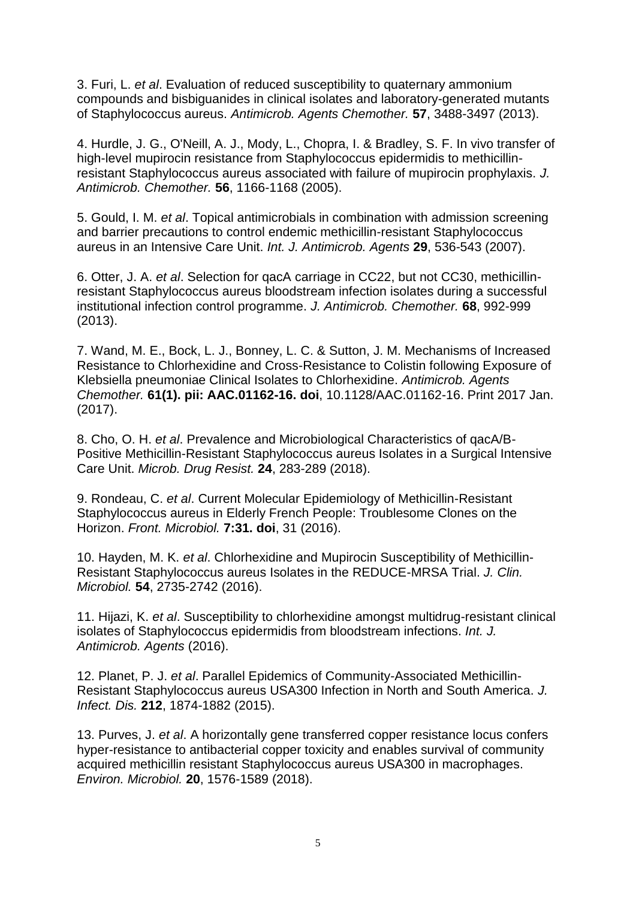3. Furi, L. *et al*. Evaluation of reduced susceptibility to quaternary ammonium compounds and bisbiguanides in clinical isolates and laboratory-generated mutants of Staphylococcus aureus. *Antimicrob. Agents Chemother.* **57**, 3488-3497 (2013).

4. Hurdle, J. G., O'Neill, A. J., Mody, L., Chopra, I. & Bradley, S. F. In vivo transfer of high-level mupirocin resistance from Staphylococcus epidermidis to methicillin-resistant Staphylococcus aureus associated with failure of mupirocin prophylaxis. *J. Antimicrob. Chemother.* **56**, 1166-1168 (2005).

5. Gould, I. M. *et al*. Topical antimicrobials in combination with admission screening and barrier precautions to control endemic methicillin-resistant Staphylococcus aureus in an Intensive Care Unit. *Int. J. Antimicrob. Agents* **29**, 536-543 (2007).

6. Otter, J. A. *et al*. Selection for qacA carriage in CC22, but not CC30, methicillin-resistant Staphylococcus aureus bloodstream infection isolates during a successful institutional infection control programme. *J. Antimicrob. Chemother.* **68**, 992-999 (2013).

7. Wand, M. E., Bock, L. J., Bonney, L. C. & Sutton, J. M. Mechanisms of Increased Resistance to Chlorhexidine and Cross-Resistance to Colistin following Exposure of Klebsiella pneumoniae Clinical Isolates to Chlorhexidine. *Antimicrob. Agents Chemother.* **61(1). pii: AAC.01162-16. doi**, 10.1128/AAC.01162-16. Print 2017 Jan. (2017).

8. Cho, O. H. *et al*. Prevalence and Microbiological Characteristics of qacA/B-Positive Methicillin-Resistant Staphylococcus aureus Isolates in a Surgical Intensive Care Unit. *Microb. Drug Resist.* **24**, 283-289 (2018).

9. Rondeau, C. *et al*. Current Molecular Epidemiology of Methicillin-Resistant Staphylococcus aureus in Elderly French People: Troublesome Clones on the Horizon. *Front. Microbiol.* **7:31. doi**, 31 (2016).

10. Hayden, M. K. *et al*. Chlorhexidine and Mupirocin Susceptibility of Methicillin-Resistant Staphylococcus aureus Isolates in the REDUCE-MRSA Trial. *J. Clin. Microbiol.* **54**, 2735-2742 (2016).

11. Hijazi, K. *et al*. Susceptibility to chlorhexidine amongst multidrug-resistant clinical isolates of Staphylococcus epidermidis from bloodstream infections. *Int. J. Antimicrob. Agents* (2016).

12. Planet, P. J. *et al*. Parallel Epidemics of Community-Associated Methicillin-Resistant Staphylococcus aureus USA300 Infection in North and South America. *J. Infect. Dis.* **212**, 1874-1882 (2015).

13. Purves, J. *et al*. A horizontally gene transferred copper resistance locus confers hyper-resistance to antibacterial copper toxicity and enables survival of community acquired methicillin resistant Staphylococcus aureus USA300 in macrophages. *Environ. Microbiol.* **20**, 1576-1589 (2018).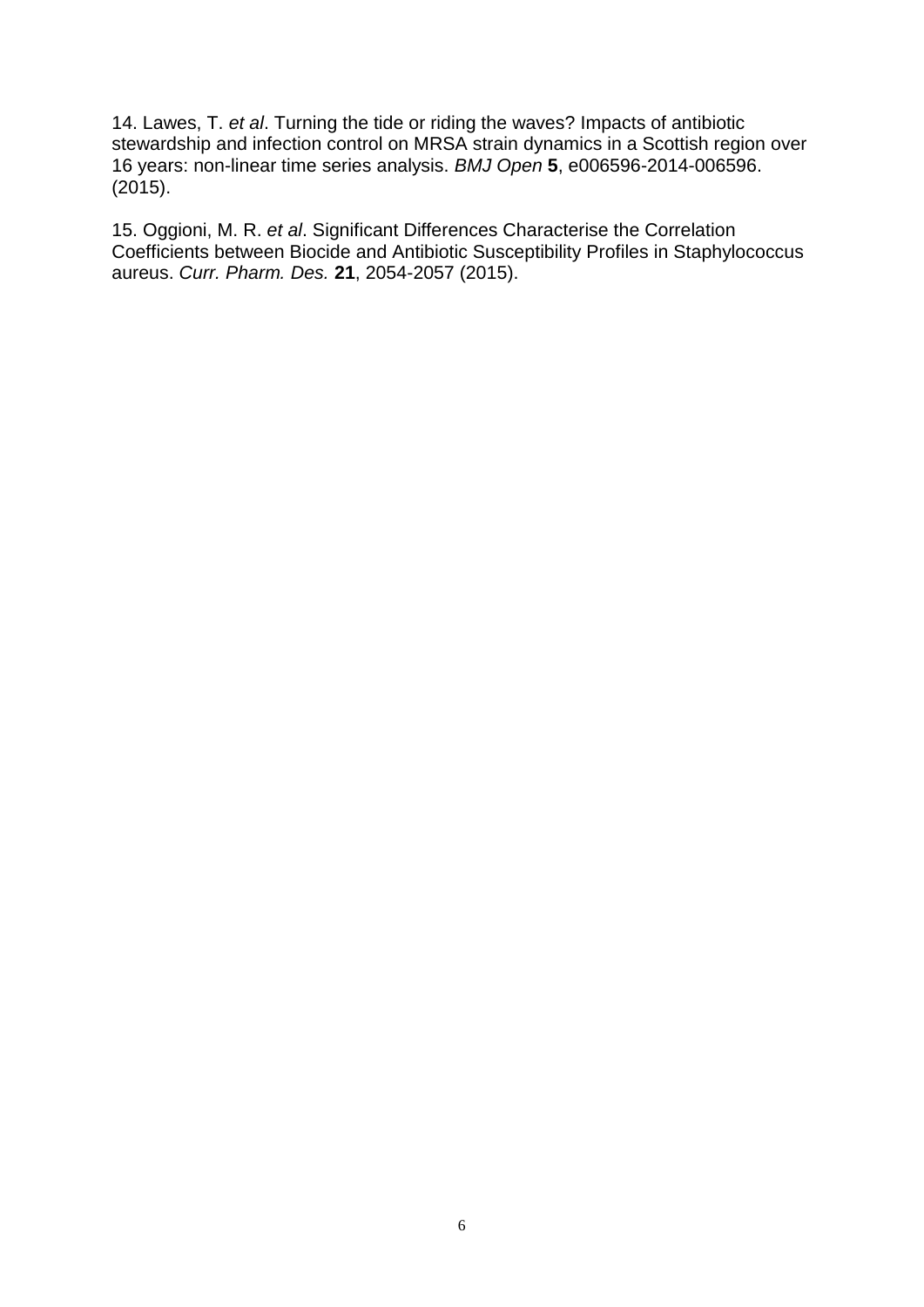14. Lawes, T. *et al*. Turning the tide or riding the waves? Impacts of antibiotic stewardship and infection control on MRSA strain dynamics in a Scottish region over 16 years: non-linear time series analysis. *BMJ Open* **5**, e006596-2014-006596. (2015).

15. Oggioni, M. R. *et al*. Significant Differences Characterise the Correlation Coefficients between Biocide and Antibiotic Susceptibility Profiles in Staphylococcus aureus. *Curr. Pharm. Des.* **21**, 2054-2057 (2015).